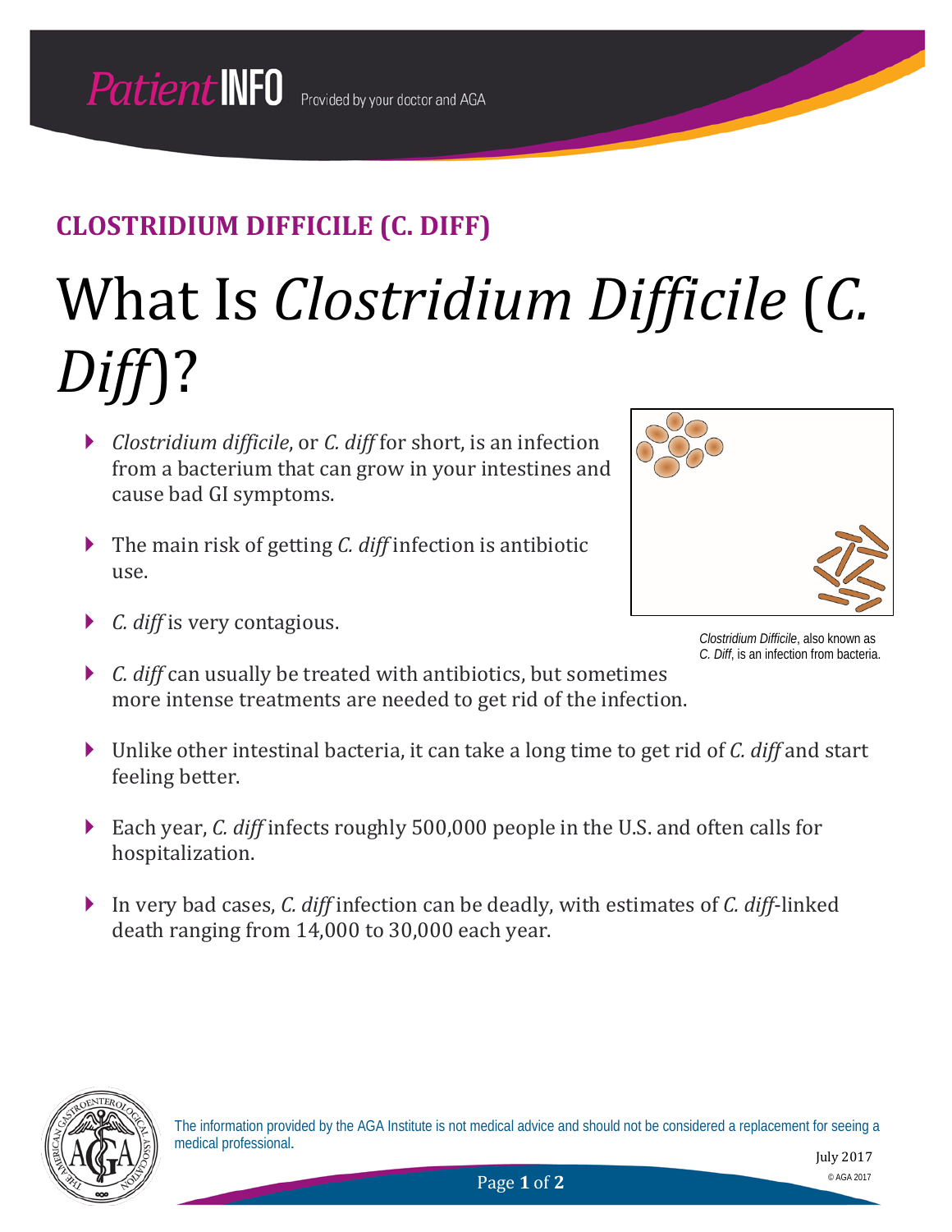PatientINFO Provided by your doctor and AGA

## CLOSTRIDIUM DIFFICILE (C. DIFF)

# What Is *Clostridium Difficile* (*C. Diff*)?

- *Clostridium difficile*, or *C. diff* for short, is an infection from a bacterium that can grow in your intestines and cause bad GI symptoms.
- The main risk of getting *C. diff* infection is antibiotic use.
- *C. diff* is very contagious.
- *C. diff* can usually be treated with antibiotics, but sometimes more intense treatments are needed to get rid of the infection.
- Unlike other intestinal bacteria, it can take a long time to get rid of *C. diff* and start feeling better.
- Each year, *C. diff* infects roughly 500,000 people in the U.S. and often calls for hospitalization.
- In very bad cases, *C. diff* infection can be deadly, with estimates of *C. diff*-linked death ranging from 14,000 to 30,000 each year.

*Clostridium Difficile*, also known as *C. Diff*, is an infection from bacteria.

The information provided by the AGA Institute is not medical advice and should not be considered a replacement for seeing a medical professional.

July 2017

© AGA 2017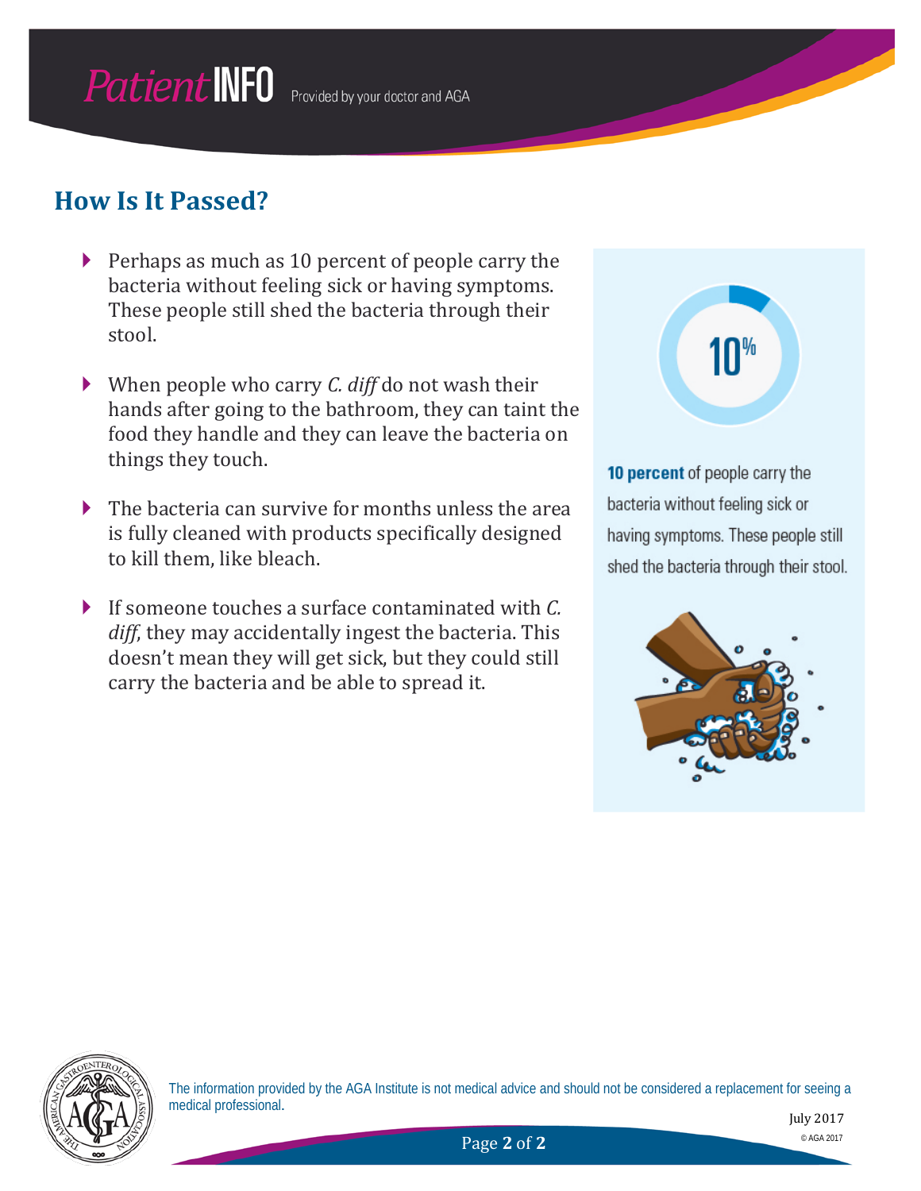## How Is It Passed?

- Perhaps as much as 10 percent of people carry the bacteria without feeling sick or having symptoms. These people still shed the bacteria through their stool.
- When people who carry *C. diff* do not wash their hands after going to the bathroom, they can taint the food they handle and they can leave the bacteria on things they touch.
- The bacteria can survive for months unless the area is fully cleaned with products specifically designed to kill them, like bleach.
- If someone touches a surface contaminated with *C. diff*, they may accidentally ingest the bacteria. This doesn't mean they will get sick, but they could still carry the bacteria and be able to spread it.

10%

**10 percent** of people carry the bacteria without feeling sick or having symptoms. These people still shed the bacteria through their stool.

The information provided by the AGA Institute is not medical advice and should not be considered a replacement for seeing a medical professional.

July 2017

© AGA 2017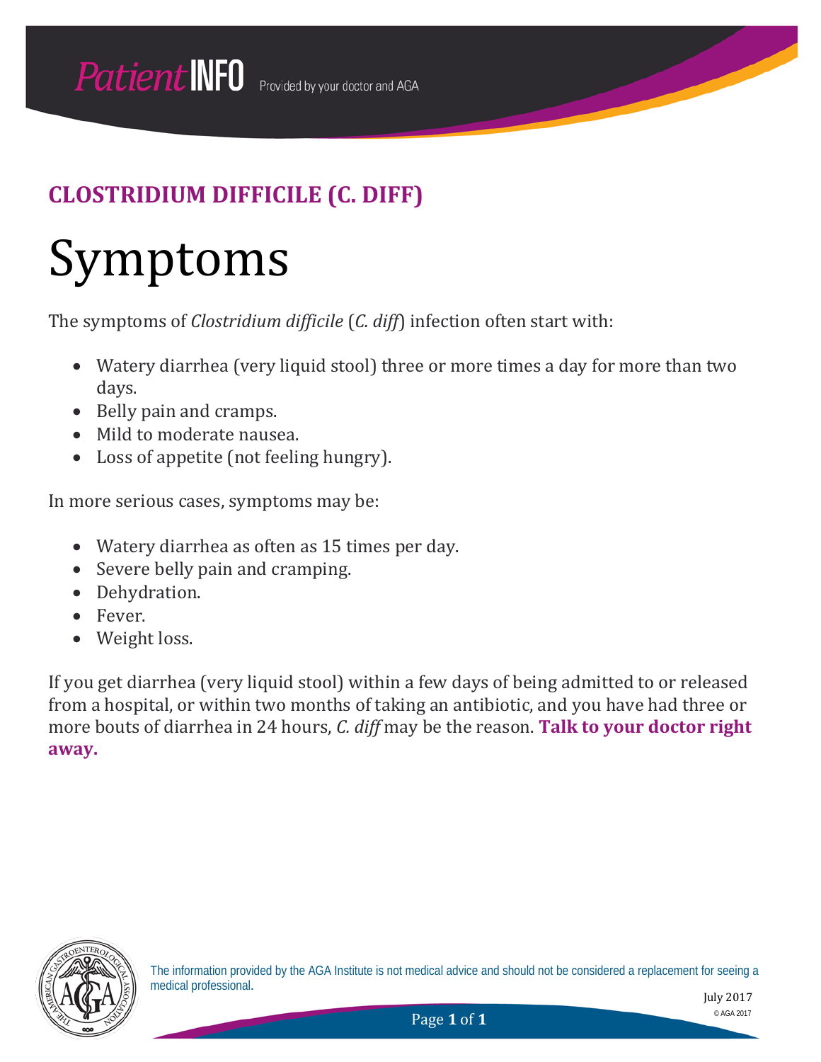# CLOSTRIDIUM DIFFICILE (C. DIFF)

## Symptoms

The symptoms of *Clostridium difficile* (*C. diff*) infection often start with:

- Watery diarrhea (very liquid stool) three or more times a day for more than two days.
- Belly pain and cramps.
- Mild to moderate nausea.
- Loss of appetite (not feeling hungry).

In more serious cases, symptoms may be:

- Watery diarrhea as often as 15 times per day.
- Severe belly pain and cramping.
- Dehydration.
- Fever.
- Weight loss.

If you get diarrhea (very liquid stool) within a few days of being admitted to or released from a hospital, or within two months of taking an antibiotic, and you have had three or more bouts of diarrhea in 24 hours, *C. diff* may be the reason. **Talk to your doctor right away.**

The information provided by the AGA Institute is not medical advice and should not be considered a replacement for seeing a medical professional.

July 2017

© AGA 2017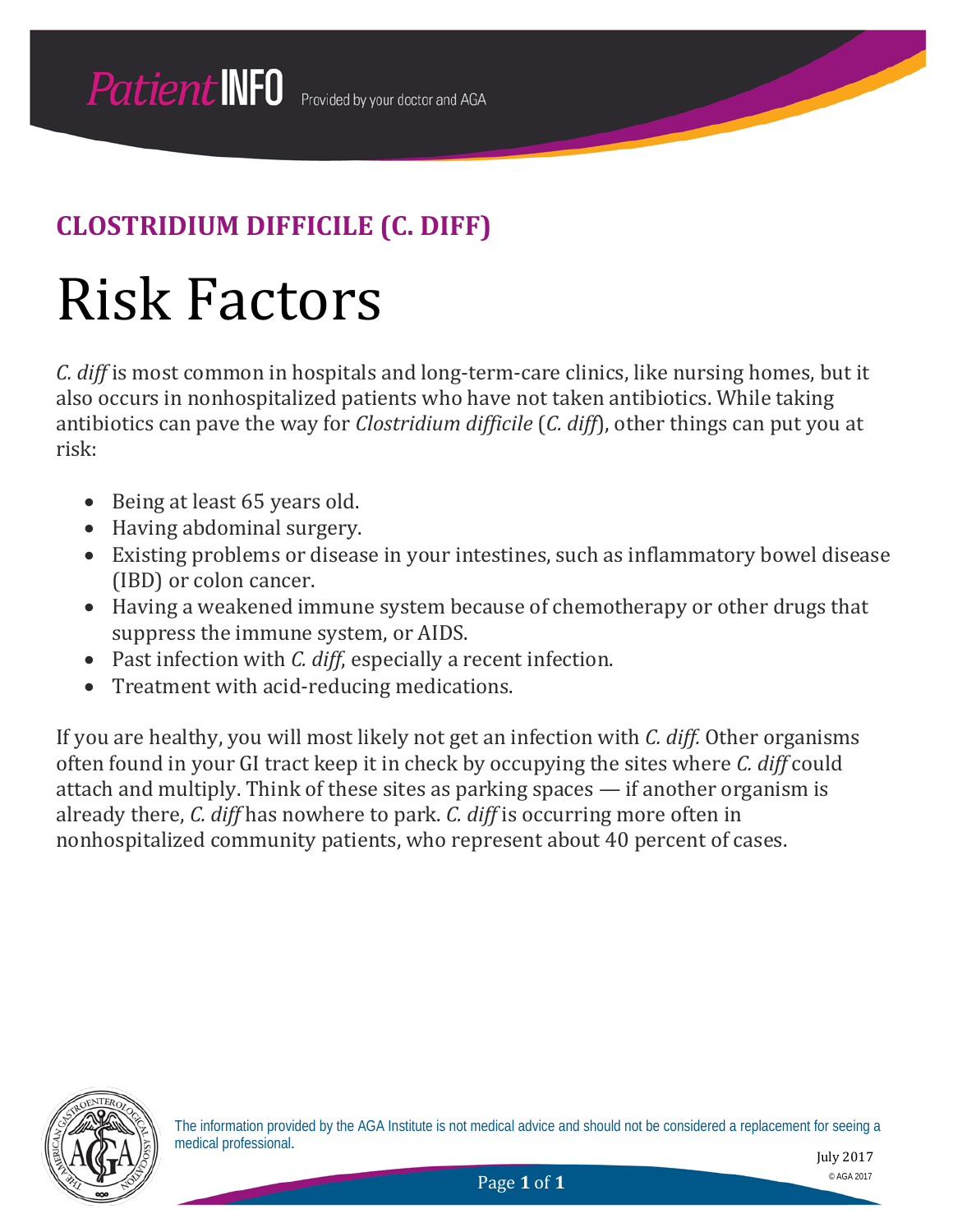## CLOSTRIDIUM DIFFICILE (C. DIFF)

# Risk Factors

*C. diff* is most common in hospitals and long-term-care clinics, like nursing homes, but it also occurs in nonhospitalized patients who have not taken antibiotics. While taking antibiotics can pave the way for *Clostridium difficile* (*C. diff*), other things can put you at risk:

- Being at least 65 years old.
- Having abdominal surgery.
- Existing problems or disease in your intestines, such as inflammatory bowel disease (IBD) or colon cancer.
- Having a weakened immune system because of chemotherapy or other drugs that suppress the immune system, or AIDS.
- Past infection with *C. diff*, especially a recent infection.
- Treatment with acid-reducing medications.

If you are healthy, you will most likely not get an infection with *C. diff.* Other organisms often found in your GI tract keep it in check by occupying the sites where *C. diff* could attach and multiply. Think of these sites as parking spaces — if another organism is already there, *C. diff* has nowhere to park. *C. diff* is occurring more often in nonhospitalized community patients, who represent about 40 percent of cases.

The information provided by the AGA Institute is not medical advice and should not be considered a replacement for seeing a medical professional.

July 2017

© AGA 2017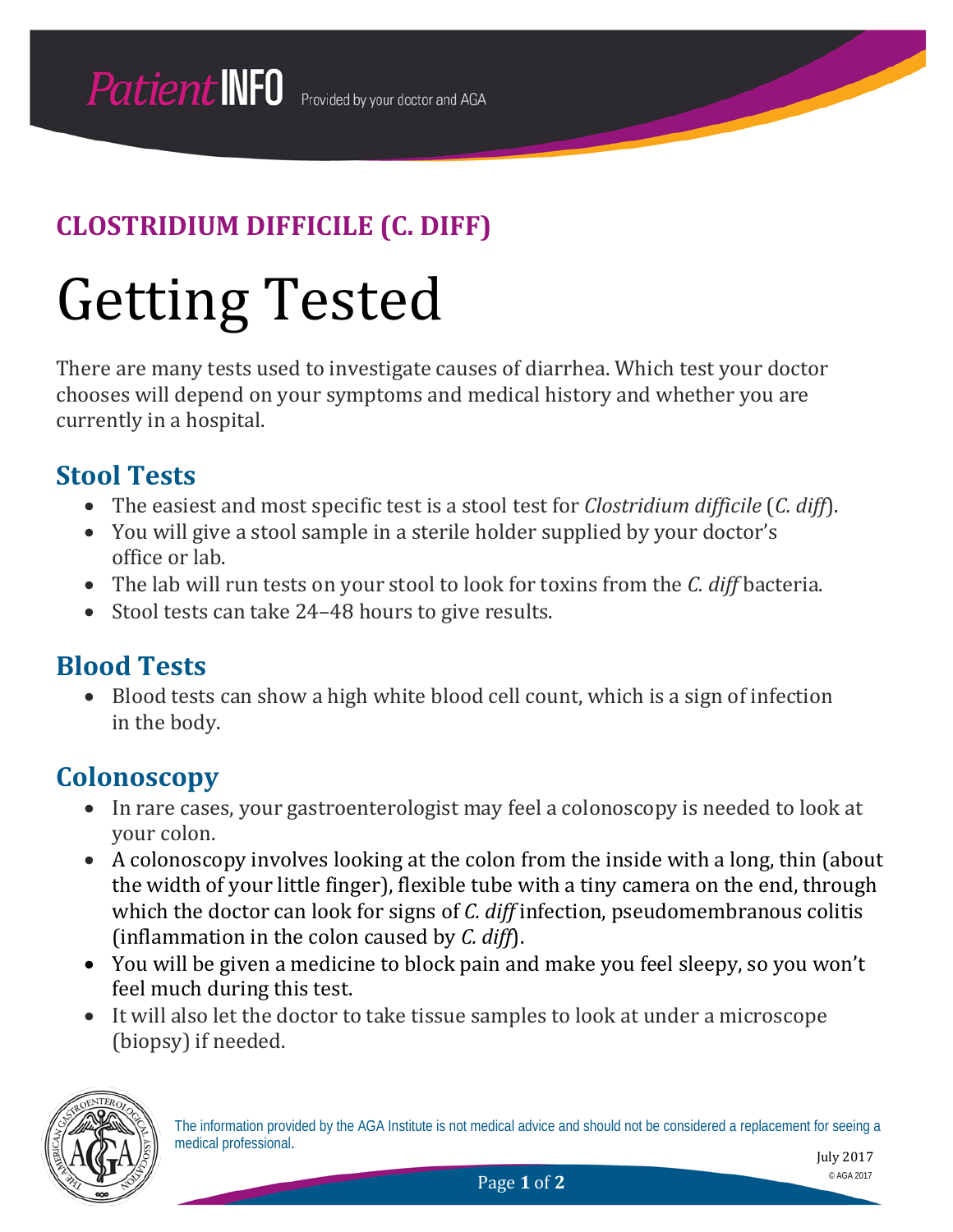**CLOSTRIDIUM DIFFICILE (C. DIFF)**

# Getting Tested

There are many tests used to investigate causes of diarrhea. Which test your doctor chooses will depend on your symptoms and medical history and whether you are currently in a hospital.

## Stool Tests

- The easiest and most specific test is a stool test for *Clostridium difficile* (*C. diff*).
- You will give a stool sample in a sterile holder supplied by your doctor's office or lab.
- The lab will run tests on your stool to look for toxins from the *C. diff* bacteria.
- Stool tests can take 24–48 hours to give results.

## Blood Tests

- Blood tests can show a high white blood cell count, which is a sign of infection in the body.

## Colonoscopy

- In rare cases, your gastroenterologist may feel a colonoscopy is needed to look at your colon.
- A colonoscopy involves looking at the colon from the inside with a long, thin (about the width of your little finger), flexible tube with a tiny camera on the end, through which the doctor can look for signs of *C. diff* infection, pseudomembranous colitis (inflammation in the colon caused by *C. diff*).
- You will be given a medicine to block pain and make you feel sleepy, so you won't feel much during this test.
- It will also let the doctor to take tissue samples to look at under a microscope (biopsy) if needed.

The information provided by the AGA Institute is not medical advice and should not be considered a replacement for seeing a medical professional.

July 2017

© AGA 2017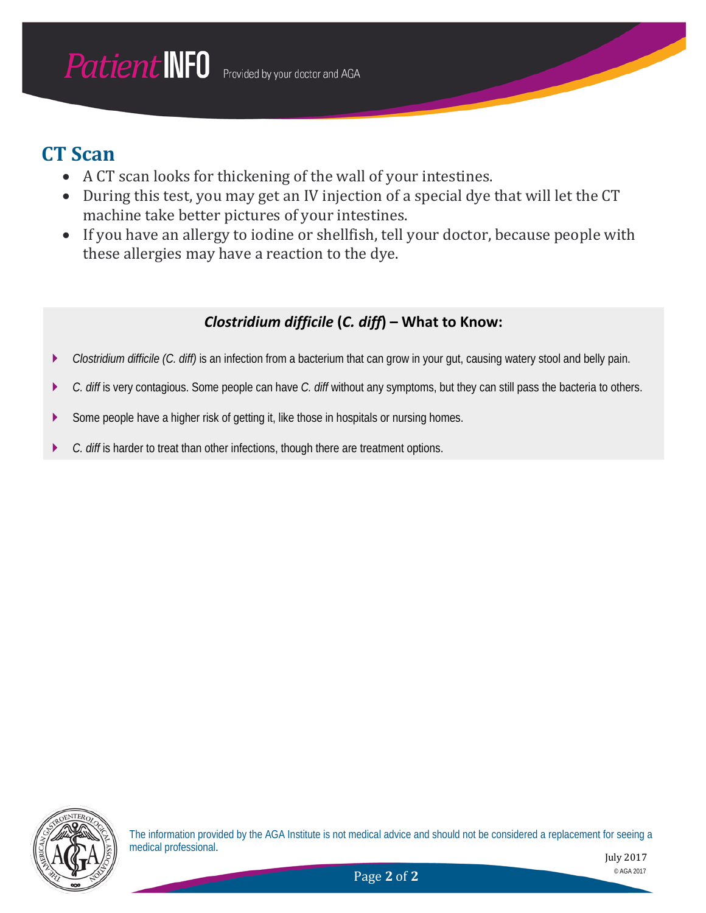## CT Scan

- A CT scan looks for thickening of the wall of your intestines.
- During this test, you may get an IV injection of a special dye that will let the CT machine take better pictures of your intestines.
- If you have an allergy to iodine or shellfish, tell your doctor, because people with these allergies may have a reaction to the dye.

### ***Clostridium difficile* (*C. diff*) – What to Know:**

- *Clostridium difficile (C. diff)* is an infection from a bacterium that can grow in your gut, causing watery stool and belly pain.
- *C. diff* is very contagious. Some people can have *C. diff* without any symptoms, but they can still pass the bacteria to others.
- Some people have a higher risk of getting it, like those in hospitals or nursing homes.
- *C. diff* is harder to treat than other infections, though there are treatment options.

The information provided by the AGA Institute is not medical advice and should not be considered a replacement for seeing a medical professional.

July 2017

© AGA 2017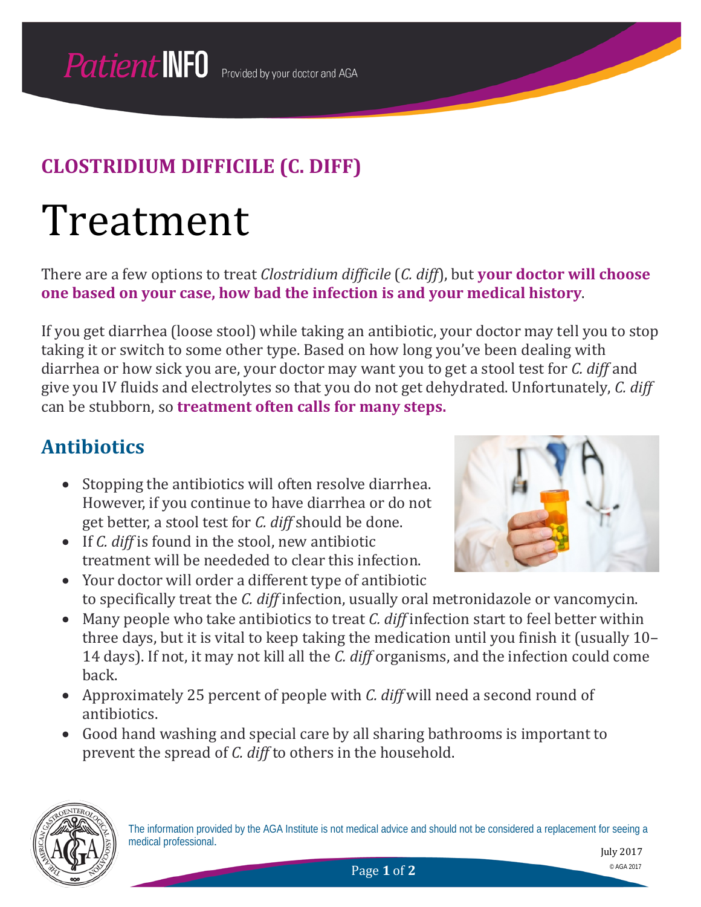# CLOSTRIDIUM DIFFICILE (C. DIFF)

# Treatment

There are a few options to treat *Clostridium difficile* (*C. diff*), but **your doctor will choose one based on your case, how bad the infection is and your medical history**.

If you get diarrhea (loose stool) while taking an antibiotic, your doctor may tell you to stop taking it or switch to some other type. Based on how long you've been dealing with diarrhea or how sick you are, your doctor may want you to get a stool test for *C. diff* and give you IV fluids and electrolytes so that you do not get dehydrated. Unfortunately, *C. diff* can be stubborn, so **treatment often calls for many steps.**

## Antibiotics

- Stopping the antibiotics will often resolve diarrhea. However, if you continue to have diarrhea or do not get better, a stool test for *C. diff* should be done.
- If *C. diff* is found in the stool, new antibiotic treatment will be neededed to clear this infection.
- Your doctor will order a different type of antibiotic to specifically treat the *C. diff* infection, usually oral metronidazole or vancomycin.
- Many people who take antibiotics to treat *C. diff* infection start to feel better within three days, but it is vital to keep taking the medication until you finish it (usually 10–14 days). If not, it may not kill all the *C. diff* organisms, and the infection could come back.
- Approximately 25 percent of people with *C. diff* will need a second round of antibiotics.
- Good hand washing and special care by all sharing bathrooms is important to prevent the spread of *C. diff* to others in the household.

The information provided by the AGA Institute is not medical advice and should not be considered a replacement for seeing a medical professional.

July 2017

© AGA 2017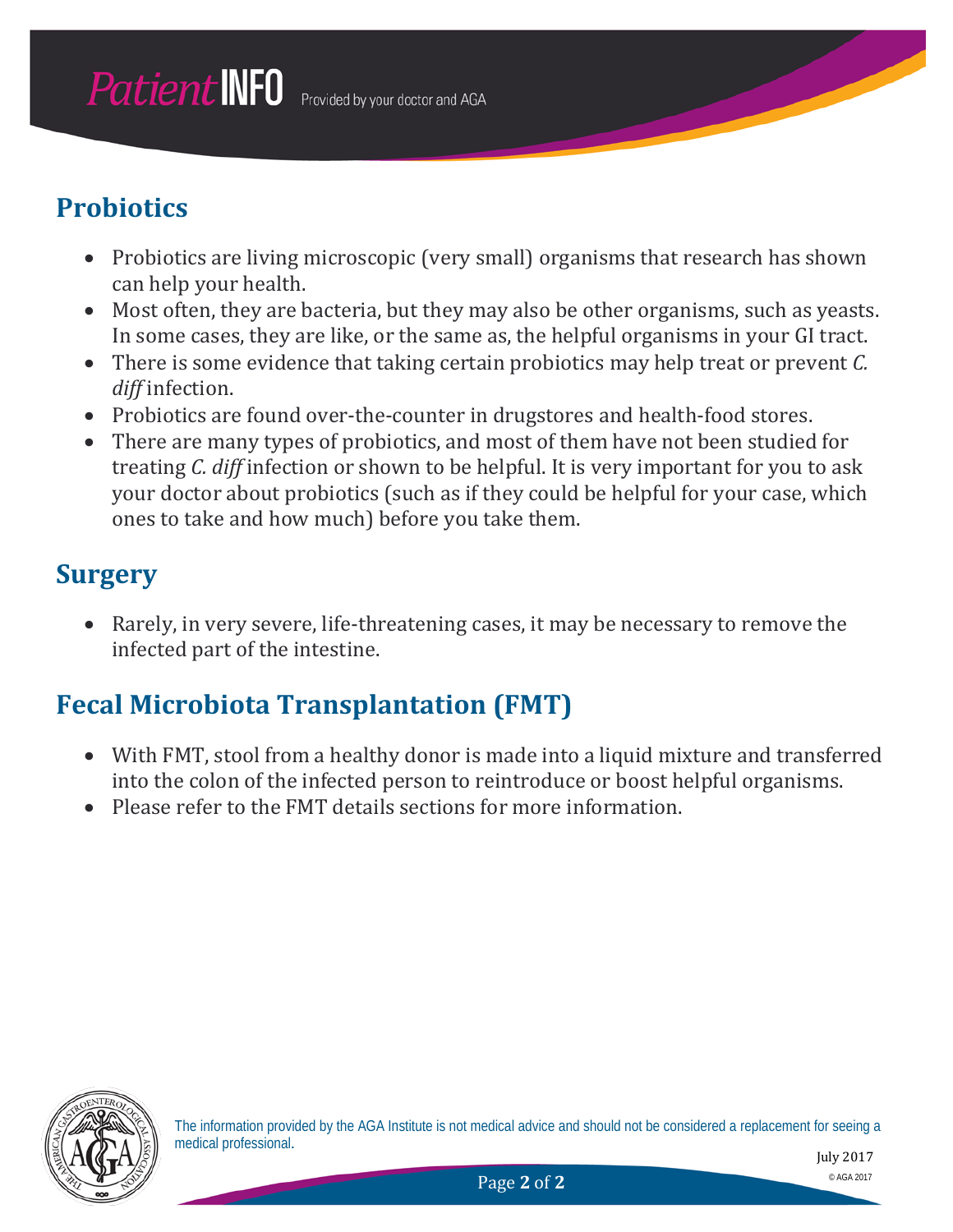## Probiotics

- Probiotics are living microscopic (very small) organisms that research has shown can help your health.
- Most often, they are bacteria, but they may also be other organisms, such as yeasts. In some cases, they are like, or the same as, the helpful organisms in your GI tract.
- There is some evidence that taking certain probiotics may help treat or prevent *C. diff* infection.
- Probiotics are found over-the-counter in drugstores and health-food stores.
- There are many types of probiotics, and most of them have not been studied for treating *C. diff* infection or shown to be helpful. It is very important for you to ask your doctor about probiotics (such as if they could be helpful for your case, which ones to take and how much) before you take them.

## Surgery

- Rarely, in very severe, life-threatening cases, it may be necessary to remove the infected part of the intestine.

## Fecal Microbiota Transplantation (FMT)

- With FMT, stool from a healthy donor is made into a liquid mixture and transferred into the colon of the infected person to reintroduce or boost helpful organisms.
- Please refer to the FMT details sections for more information.

The information provided by the AGA Institute is not medical advice and should not be considered a replacement for seeing a medical professional.

July 2017

© AGA 2017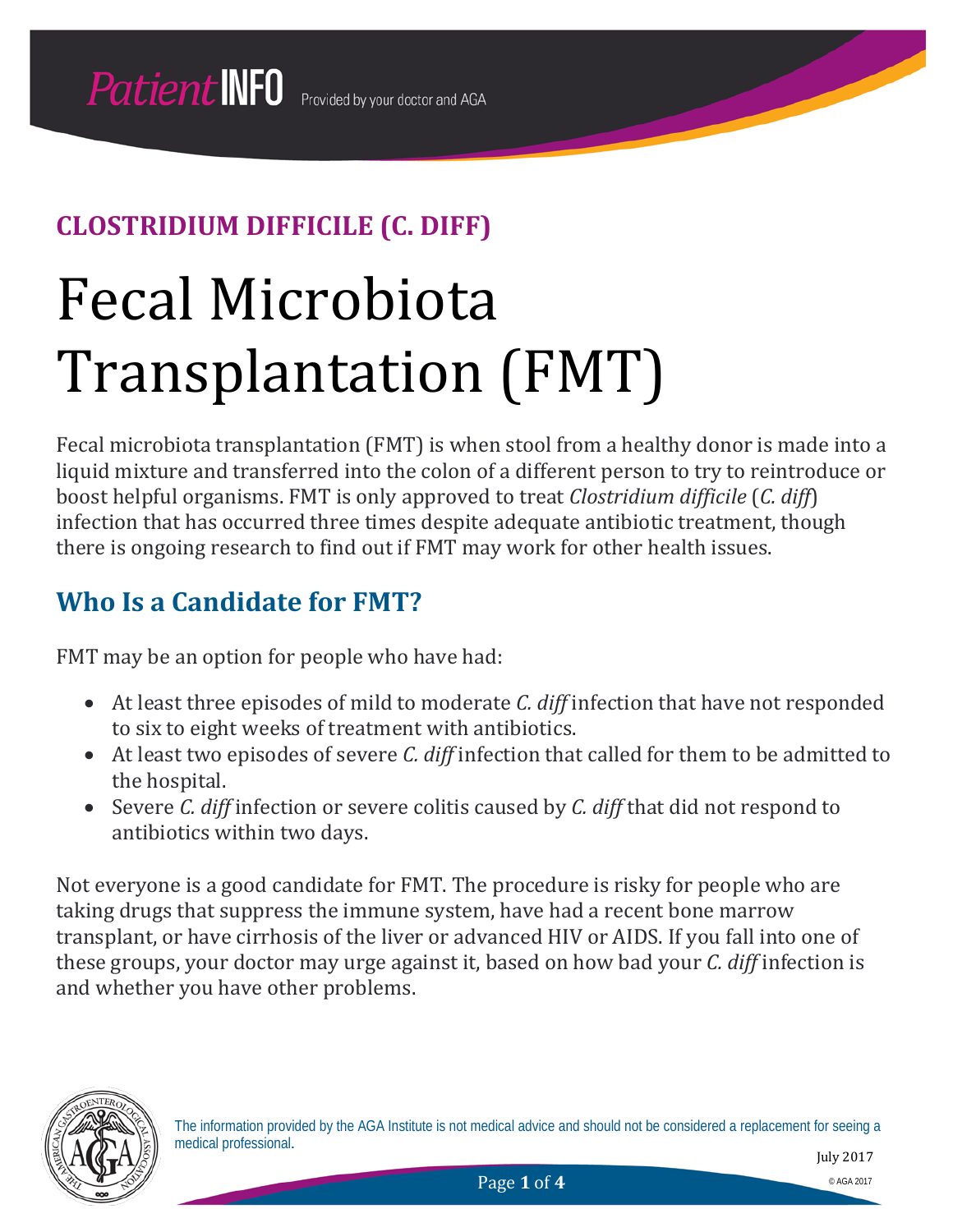Patient INFO Provided by your doctor and AGA

## CLOSTRIDIUM DIFFICILE (C. DIFF)

# Fecal Microbiota Transplantation (FMT)

Fecal microbiota transplantation (FMT) is when stool from a healthy donor is made into a liquid mixture and transferred into the colon of a different person to try to reintroduce or boost helpful organisms. FMT is only approved to treat *Clostridium difficile* (*C. diff*) infection that has occurred three times despite adequate antibiotic treatment, though there is ongoing research to find out if FMT may work for other health issues.

## Who Is a Candidate for FMT?

FMT may be an option for people who have had:

- At least three episodes of mild to moderate *C. diff* infection that have not responded to six to eight weeks of treatment with antibiotics.
- At least two episodes of severe *C. diff* infection that called for them to be admitted to the hospital.
- Severe *C. diff* infection or severe colitis caused by *C. diff* that did not respond to antibiotics within two days.

Not everyone is a good candidate for FMT. The procedure is risky for people who are taking drugs that suppress the immune system, have had a recent bone marrow transplant, or have cirrhosis of the liver or advanced HIV or AIDS. If you fall into one of these groups, your doctor may urge against it, based on how bad your *C. diff* infection is and whether you have other problems.

The information provided by the AGA Institute is not medical advice and should not be considered a replacement for seeing a medical professional.

July 2017

© AGA 2017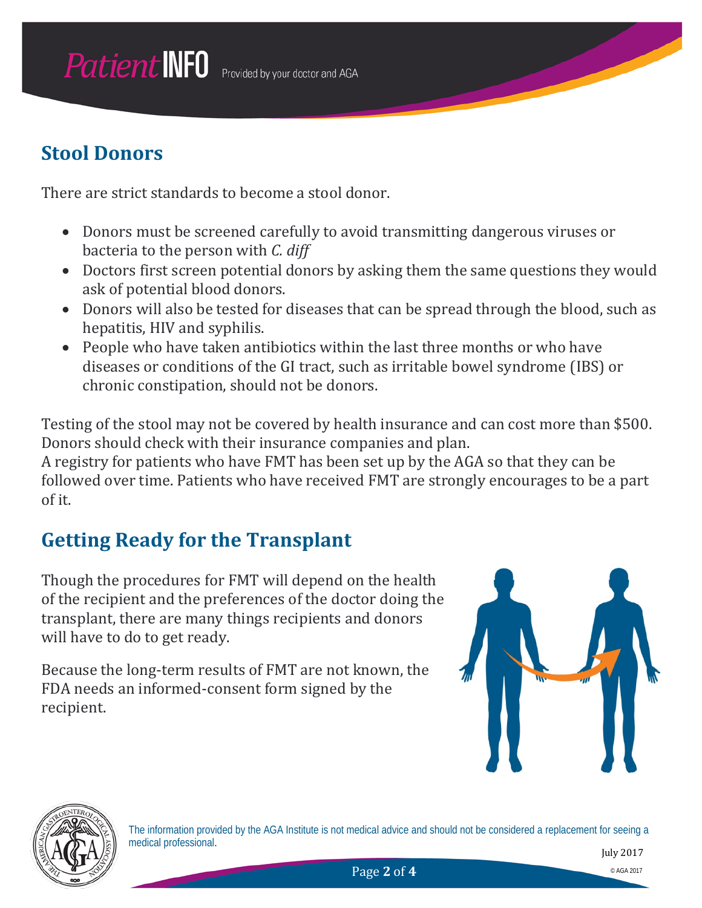## Stool Donors

There are strict standards to become a stool donor.

- Donors must be screened carefully to avoid transmitting dangerous viruses or bacteria to the person with *C. diff*
- Doctors first screen potential donors by asking them the same questions they would ask of potential blood donors.
- Donors will also be tested for diseases that can be spread through the blood, such as hepatitis, HIV and syphilis.
- People who have taken antibiotics within the last three months or who have diseases or conditions of the GI tract, such as irritable bowel syndrome (IBS) or chronic constipation, should not be donors.

Testing of the stool may not be covered by health insurance and can cost more than $500. Donors should check with their insurance companies and plan.
A registry for patients who have FMT has been set up by the AGA so that they can be followed over time. Patients who have received FMT are strongly encourages to be a part of it.

## Getting Ready for the Transplant

Though the procedures for FMT will depend on the health of the recipient and the preferences of the doctor doing the transplant, there are many things recipients and donors will have to do to get ready.

Because the long-term results of FMT are not known, the FDA needs an informed-consent form signed by the recipient.

The information provided by the AGA Institute is not medical advice and should not be considered a replacement for seeing a medical professional.

July 2017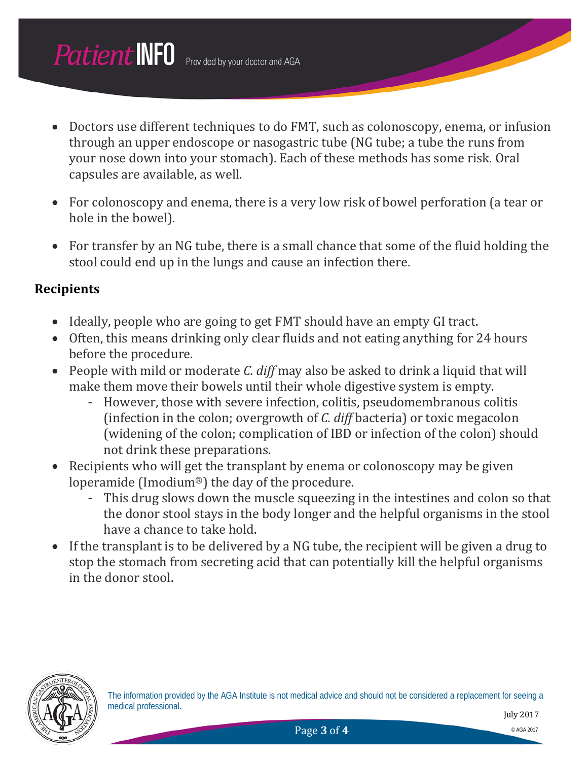- Doctors use different techniques to do FMT, such as colonoscopy, enema, or infusion through an upper endoscope or nasogastric tube (NG tube; a tube the runs from your nose down into your stomach). Each of these methods has some risk. Oral capsules are available, as well.

- For colonoscopy and enema, there is a very low risk of bowel perforation (a tear or hole in the bowel).

- For transfer by an NG tube, there is a small chance that some of the fluid holding the stool could end up in the lungs and cause an infection there.

## Recipients

- Ideally, people who are going to get FMT should have an empty GI tract.
- Often, this means drinking only clear fluids and not eating anything for 24 hours before the procedure.
- People with mild or moderate *C. diff* may also be asked to drink a liquid that will make them move their bowels until their whole digestive system is empty.
  - However, those with severe infection, colitis, pseudomembranous colitis (infection in the colon; overgrowth of *C. diff* bacteria) or toxic megacolon (widening of the colon; complication of IBD or infection of the colon) should not drink these preparations.
- Recipients who will get the transplant by enema or colonoscopy may be given loperamide (Imodium®) the day of the procedure.
  - This drug slows down the muscle squeezing in the intestines and colon so that the donor stool stays in the body longer and the helpful organisms in the stool have a chance to take hold.
- If the transplant is to be delivered by a NG tube, the recipient will be given a drug to stop the stomach from secreting acid that can potentially kill the helpful organisms in the donor stool.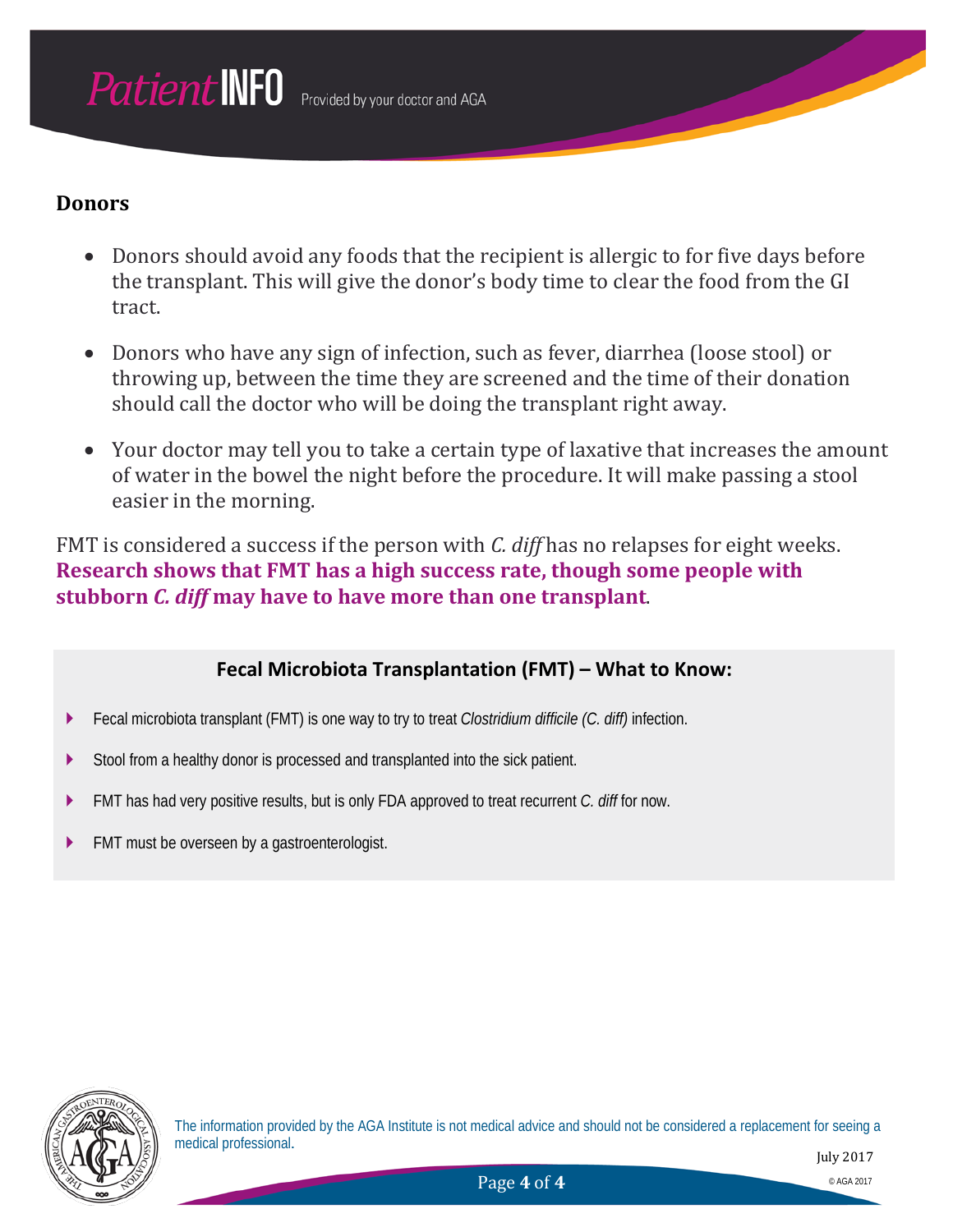## Donors

- Donors should avoid any foods that the recipient is allergic to for five days before the transplant. This will give the donor's body time to clear the food from the GI tract.
- Donors who have any sign of infection, such as fever, diarrhea (loose stool) or throwing up, between the time they are screened and the time of their donation should call the doctor who will be doing the transplant right away.
- Your doctor may tell you to take a certain type of laxative that increases the amount of water in the bowel the night before the procedure. It will make passing a stool easier in the morning.

FMT is considered a success if the person with *C. diff* has no relapses for eight weeks. **Research shows that FMT has a high success rate, though some people with stubborn *C. diff* may have to have more than one transplant**.

### Fecal Microbiota Transplantation (FMT) – What to Know:

- Fecal microbiota transplant (FMT) is one way to try to treat *Clostridium difficile (C. diff)* infection.
- Stool from a healthy donor is processed and transplanted into the sick patient.
- FMT has had very positive results, but is only FDA approved to treat recurrent *C. diff* for now.
- FMT must be overseen by a gastroenterologist.

The information provided by the AGA Institute is not medical advice and should not be considered a replacement for seeing a medical professional.

July 2017

© AGA 2017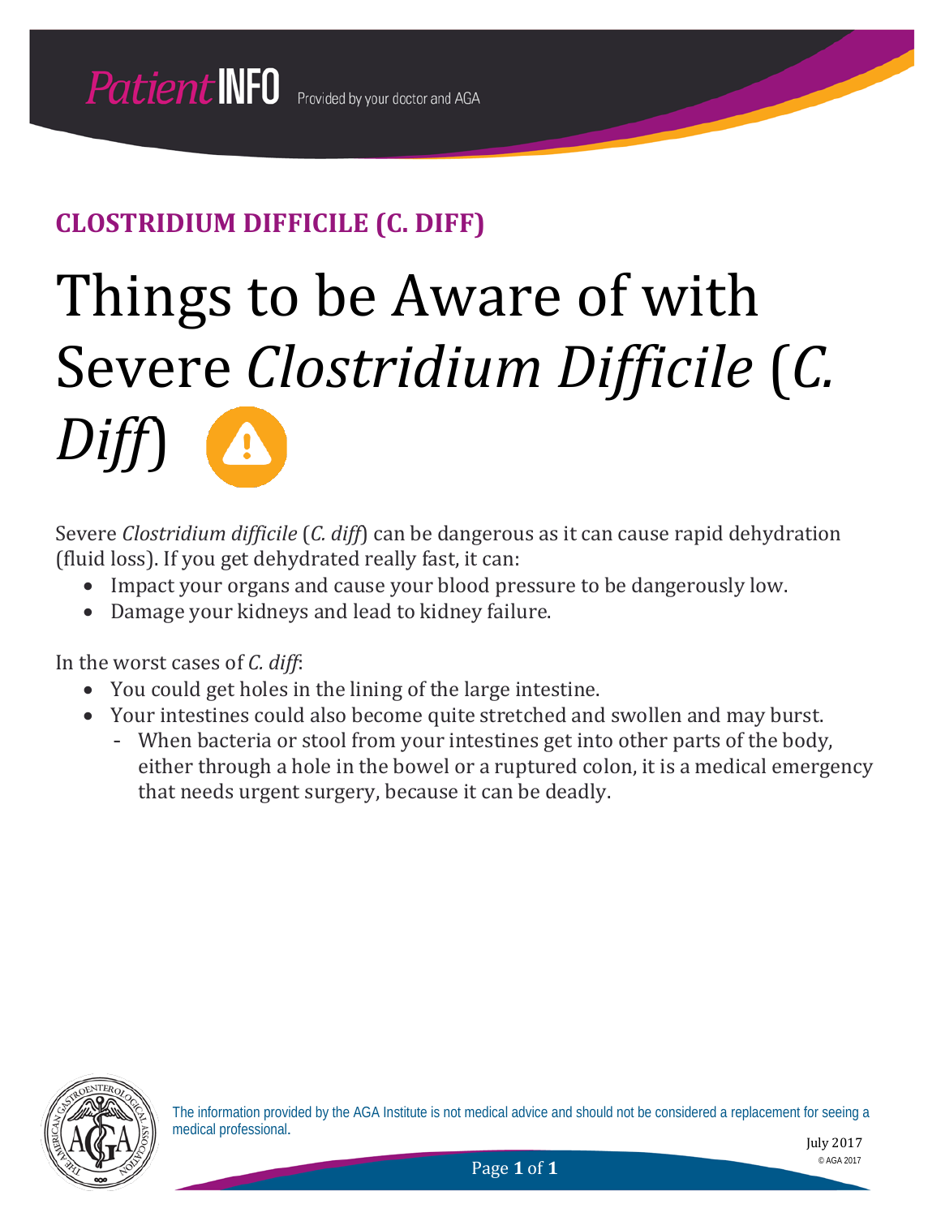PatientINFO Provided by your doctor and AGA

**CLOSTRIDIUM DIFFICILE (C. DIFF)**

# Things to be Aware of with Severe *Clostridium Difficile* (*C. Diff*)

Severe *Clostridium difficile* (*C. diff*) can be dangerous as it can cause rapid dehydration (fluid loss). If you get dehydrated really fast, it can:

- Impact your organs and cause your blood pressure to be dangerously low.
- Damage your kidneys and lead to kidney failure.

In the worst cases of *C. diff*:

- You could get holes in the lining of the large intestine.
- Your intestines could also become quite stretched and swollen and may burst.
  - When bacteria or stool from your intestines get into other parts of the body, either through a hole in the bowel or a ruptured colon, it is a medical emergency that needs urgent surgery, because it can be deadly.

The information provided by the AGA Institute is not medical advice and should not be considered a replacement for seeing a medical professional.

July 2017

© AGA 2017